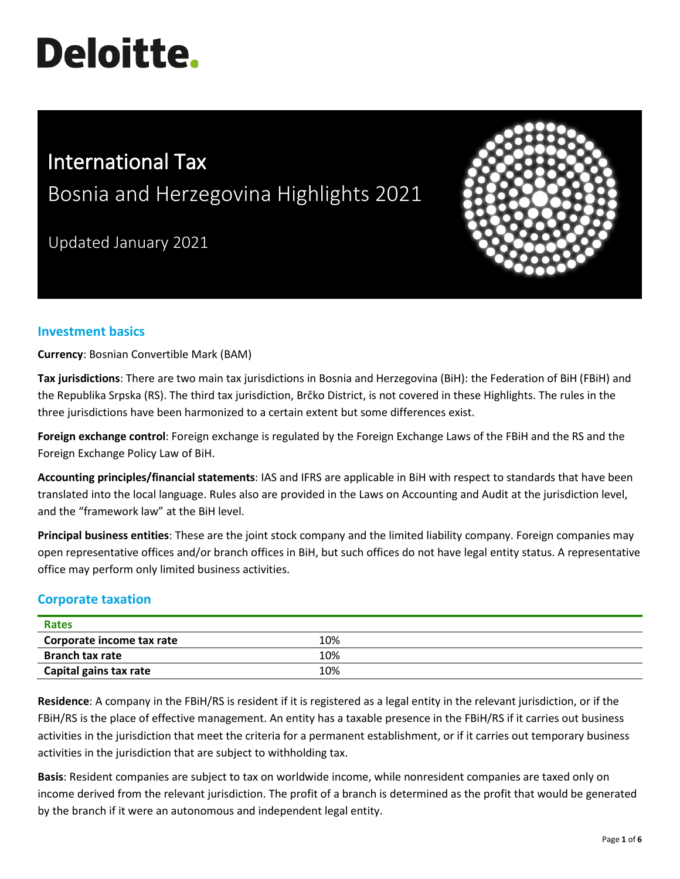# Deloitte.

# International Tax

## Bosnia and Herzegovina Highlights 2021

Updated January 2021

## Investment basics

**Currency**: Bosnian Convertible Mark (BAM)

**Tax jurisdictions**: There are two main tax jurisdictions in Bosnia and Herzegovina (BiH): the Federation of BiH (FBiH) and the Republika Srpska (RS). The third tax jurisdiction, Brčko District, is not covered in these Highlights. The rules in the three jurisdictions have been harmonized to a certain extent but some differences exist.

**Foreign exchange control**: Foreign exchange is regulated by the Foreign Exchange Laws of the FBiH and the RS and the Foreign Exchange Policy Law of BiH.

**Accounting principles/financial statements**: IAS and IFRS are applicable in BiH with respect to standards that have been translated into the local language. Rules also are provided in the Laws on Accounting and Audit at the jurisdiction level, and the "framework law" at the BiH level.

**Principal business entities**: These are the joint stock company and the limited liability company. Foreign companies may open representative offices and/or branch offices in BiH, but such offices do not have legal entity status. A representative office may perform only limited business activities.

## Corporate taxation

| Rates | |
|---|---|
| **Corporate income tax rate** | 10% |
| **Branch tax rate** | 10% |
| **Capital gains tax rate** | 10% |

**Residence**: A company in the FBiH/RS is resident if it is registered as a legal entity in the relevant jurisdiction, or if the FBiH/RS is the place of effective management. An entity has a taxable presence in the FBiH/RS if it carries out business activities in the jurisdiction that meet the criteria for a permanent establishment, or if it carries out temporary business activities in the jurisdiction that are subject to withholding tax.

**Basis**: Resident companies are subject to tax on worldwide income, while nonresident companies are taxed only on income derived from the relevant jurisdiction. The profit of a branch is determined as the profit that would be generated by the branch if it were an autonomous and independent legal entity.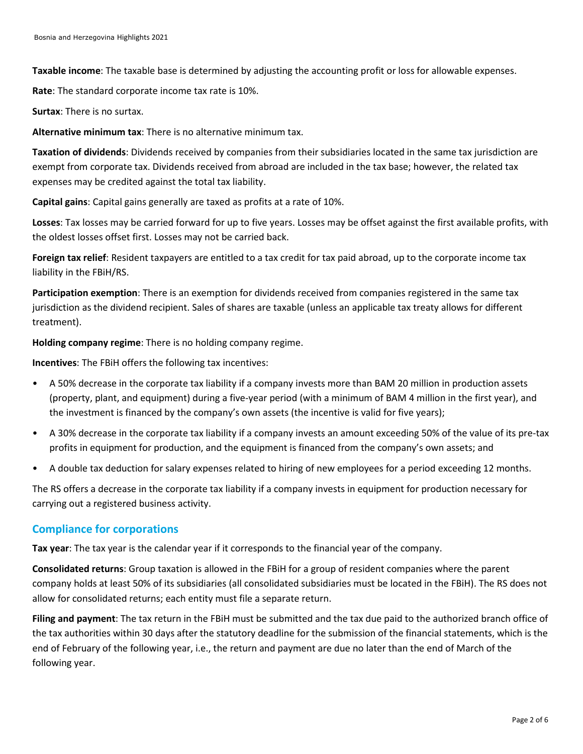**Taxable income**: The taxable base is determined by adjusting the accounting profit or loss for allowable expenses.

**Rate**: The standard corporate income tax rate is 10%.

**Surtax**: There is no surtax.

**Alternative minimum tax**: There is no alternative minimum tax.

**Taxation of dividends**: Dividends received by companies from their subsidiaries located in the same tax jurisdiction are exempt from corporate tax. Dividends received from abroad are included in the tax base; however, the related tax expenses may be credited against the total tax liability.

**Capital gains**: Capital gains generally are taxed as profits at a rate of 10%.

**Losses**: Tax losses may be carried forward for up to five years. Losses may be offset against the first available profits, with the oldest losses offset first. Losses may not be carried back.

**Foreign tax relief**: Resident taxpayers are entitled to a tax credit for tax paid abroad, up to the corporate income tax liability in the FBiH/RS.

**Participation exemption**: There is an exemption for dividends received from companies registered in the same tax jurisdiction as the dividend recipient. Sales of shares are taxable (unless an applicable tax treaty allows for different treatment).

**Holding company regime**: There is no holding company regime.

**Incentives**: The FBiH offers the following tax incentives:

- A 50% decrease in the corporate tax liability if a company invests more than BAM 20 million in production assets (property, plant, and equipment) during a five-year period (with a minimum of BAM 4 million in the first year), and the investment is financed by the company's own assets (the incentive is valid for five years);
- A 30% decrease in the corporate tax liability if a company invests an amount exceeding 50% of the value of its pre-tax profits in equipment for production, and the equipment is financed from the company's own assets; and
- A double tax deduction for salary expenses related to hiring of new employees for a period exceeding 12 months.

The RS offers a decrease in the corporate tax liability if a company invests in equipment for production necessary for carrying out a registered business activity.

## Compliance for corporations

**Tax year**: The tax year is the calendar year if it corresponds to the financial year of the company.

**Consolidated returns**: Group taxation is allowed in the FBiH for a group of resident companies where the parent company holds at least 50% of its subsidiaries (all consolidated subsidiaries must be located in the FBiH). The RS does not allow for consolidated returns; each entity must file a separate return.

**Filing and payment**: The tax return in the FBiH must be submitted and the tax due paid to the authorized branch office of the tax authorities within 30 days after the statutory deadline for the submission of the financial statements, which is the end of February of the following year, i.e., the return and payment are due no later than the end of March of the following year.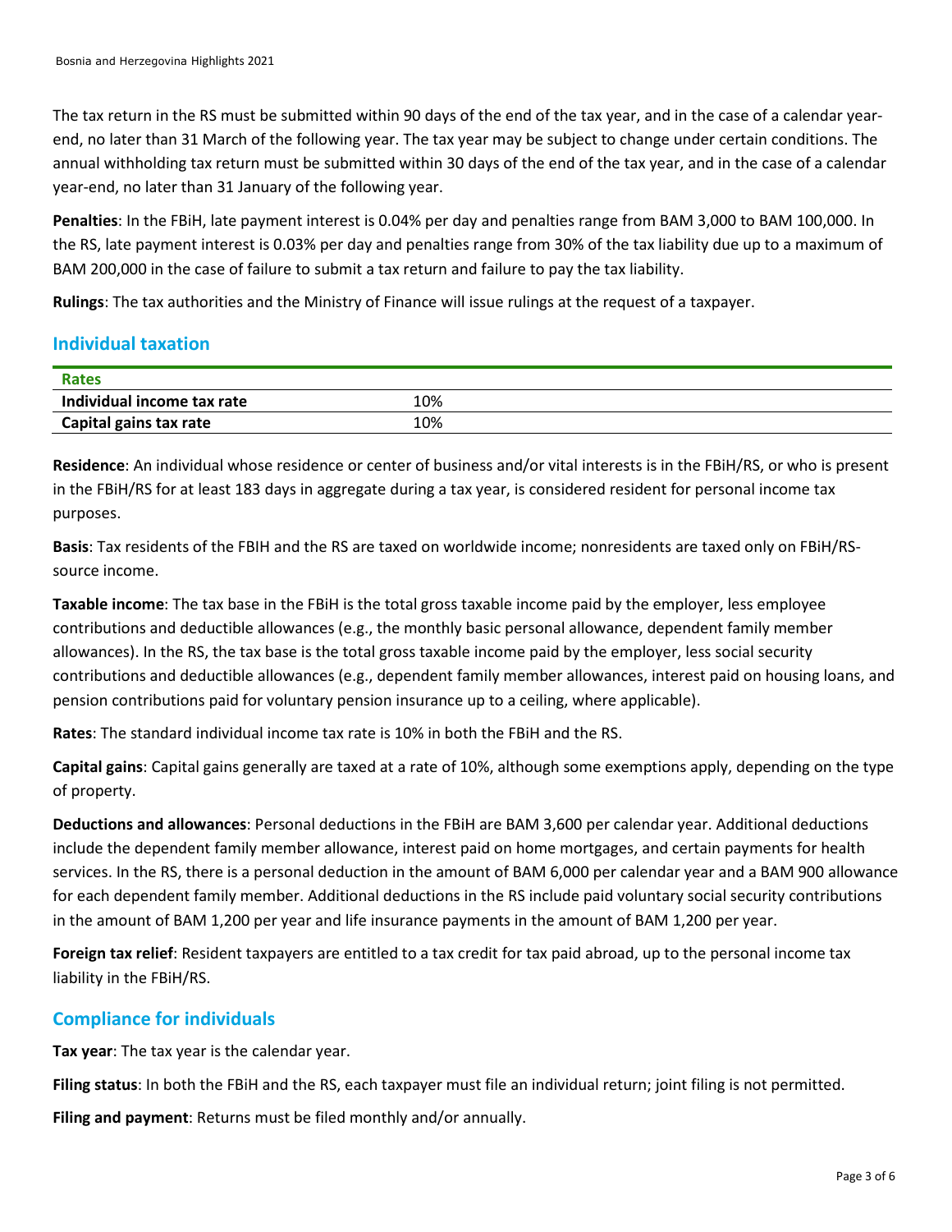The tax return in the RS must be submitted within 90 days of the end of the tax year, and in the case of a calendar year-end, no later than 31 March of the following year. The tax year may be subject to change under certain conditions. The annual withholding tax return must be submitted within 30 days of the end of the tax year, and in the case of a calendar year-end, no later than 31 January of the following year.

**Penalties**: In the FBiH, late payment interest is 0.04% per day and penalties range from BAM 3,000 to BAM 100,000. In the RS, late payment interest is 0.03% per day and penalties range from 30% of the tax liability due up to a maximum of BAM 200,000 in the case of failure to submit a tax return and failure to pay the tax liability.

**Rulings**: The tax authorities and the Ministry of Finance will issue rulings at the request of a taxpayer.

## Individual taxation

| Rates | |
|---|---|
| **Individual income tax rate** | 10% |
| **Capital gains tax rate** | 10% |

**Residence**: An individual whose residence or center of business and/or vital interests is in the FBiH/RS, or who is present in the FBiH/RS for at least 183 days in aggregate during a tax year, is considered resident for personal income tax purposes.

**Basis**: Tax residents of the FBIH and the RS are taxed on worldwide income; nonresidents are taxed only on FBiH/RS-source income.

**Taxable income**: The tax base in the FBiH is the total gross taxable income paid by the employer, less employee contributions and deductible allowances (e.g., the monthly basic personal allowance, dependent family member allowances). In the RS, the tax base is the total gross taxable income paid by the employer, less social security contributions and deductible allowances (e.g., dependent family member allowances, interest paid on housing loans, and pension contributions paid for voluntary pension insurance up to a ceiling, where applicable).

**Rates**: The standard individual income tax rate is 10% in both the FBiH and the RS.

**Capital gains**: Capital gains generally are taxed at a rate of 10%, although some exemptions apply, depending on the type of property.

**Deductions and allowances**: Personal deductions in the FBiH are BAM 3,600 per calendar year. Additional deductions include the dependent family member allowance, interest paid on home mortgages, and certain payments for health services. In the RS, there is a personal deduction in the amount of BAM 6,000 per calendar year and a BAM 900 allowance for each dependent family member. Additional deductions in the RS include paid voluntary social security contributions in the amount of BAM 1,200 per year and life insurance payments in the amount of BAM 1,200 per year.

**Foreign tax relief**: Resident taxpayers are entitled to a tax credit for tax paid abroad, up to the personal income tax liability in the FBiH/RS.

## Compliance for individuals

**Tax year**: The tax year is the calendar year.

**Filing status**: In both the FBiH and the RS, each taxpayer must file an individual return; joint filing is not permitted.

**Filing and payment**: Returns must be filed monthly and/or annually.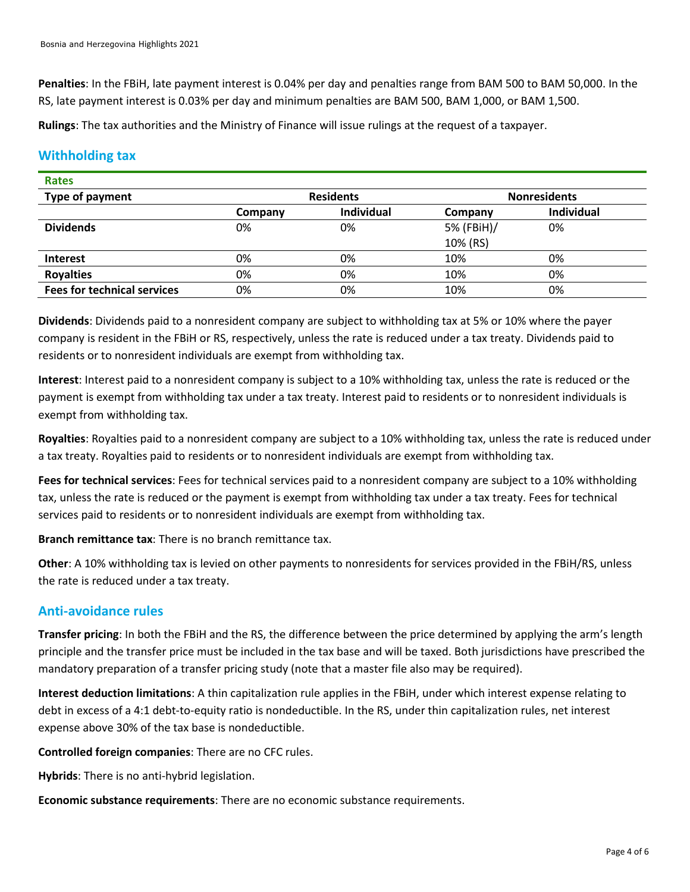**Penalties**: In the FBiH, late payment interest is 0.04% per day and penalties range from BAM 500 to BAM 50,000. In the RS, late payment interest is 0.03% per day and minimum penalties are BAM 500, BAM 1,000, or BAM 1,500.

**Rulings**: The tax authorities and the Ministry of Finance will issue rulings at the request of a taxpayer.

## Withholding tax

**Rates**

| Type of payment | Residents | | Nonresidents | |
|---|---|---|---|---|
| | Company | Individual | Company | Individual |
| **Dividends** | 0% | 0% | 5% (FBiH)/ 10% (RS) | 0% |
| **Interest** | 0% | 0% | 10% | 0% |
| **Royalties** | 0% | 0% | 10% | 0% |
| **Fees for technical services** | 0% | 0% | 10% | 0% |

**Dividends**: Dividends paid to a nonresident company are subject to withholding tax at 5% or 10% where the payer company is resident in the FBiH or RS, respectively, unless the rate is reduced under a tax treaty. Dividends paid to residents or to nonresident individuals are exempt from withholding tax.

**Interest**: Interest paid to a nonresident company is subject to a 10% withholding tax, unless the rate is reduced or the payment is exempt from withholding tax under a tax treaty. Interest paid to residents or to nonresident individuals is exempt from withholding tax.

**Royalties**: Royalties paid to a nonresident company are subject to a 10% withholding tax, unless the rate is reduced under a tax treaty. Royalties paid to residents or to nonresident individuals are exempt from withholding tax.

**Fees for technical services**: Fees for technical services paid to a nonresident company are subject to a 10% withholding tax, unless the rate is reduced or the payment is exempt from withholding tax under a tax treaty. Fees for technical services paid to residents or to nonresident individuals are exempt from withholding tax.

**Branch remittance tax**: There is no branch remittance tax.

**Other**: A 10% withholding tax is levied on other payments to nonresidents for services provided in the FBiH/RS, unless the rate is reduced under a tax treaty.

## Anti-avoidance rules

**Transfer pricing**: In both the FBiH and the RS, the difference between the price determined by applying the arm's length principle and the transfer price must be included in the tax base and will be taxed. Both jurisdictions have prescribed the mandatory preparation of a transfer pricing study (note that a master file also may be required).

**Interest deduction limitations**: A thin capitalization rule applies in the FBiH, under which interest expense relating to debt in excess of a 4:1 debt-to-equity ratio is nondeductible. In the RS, under thin capitalization rules, net interest expense above 30% of the tax base is nondeductible.

**Controlled foreign companies**: There are no CFC rules.

**Hybrids**: There is no anti-hybrid legislation.

**Economic substance requirements**: There are no economic substance requirements.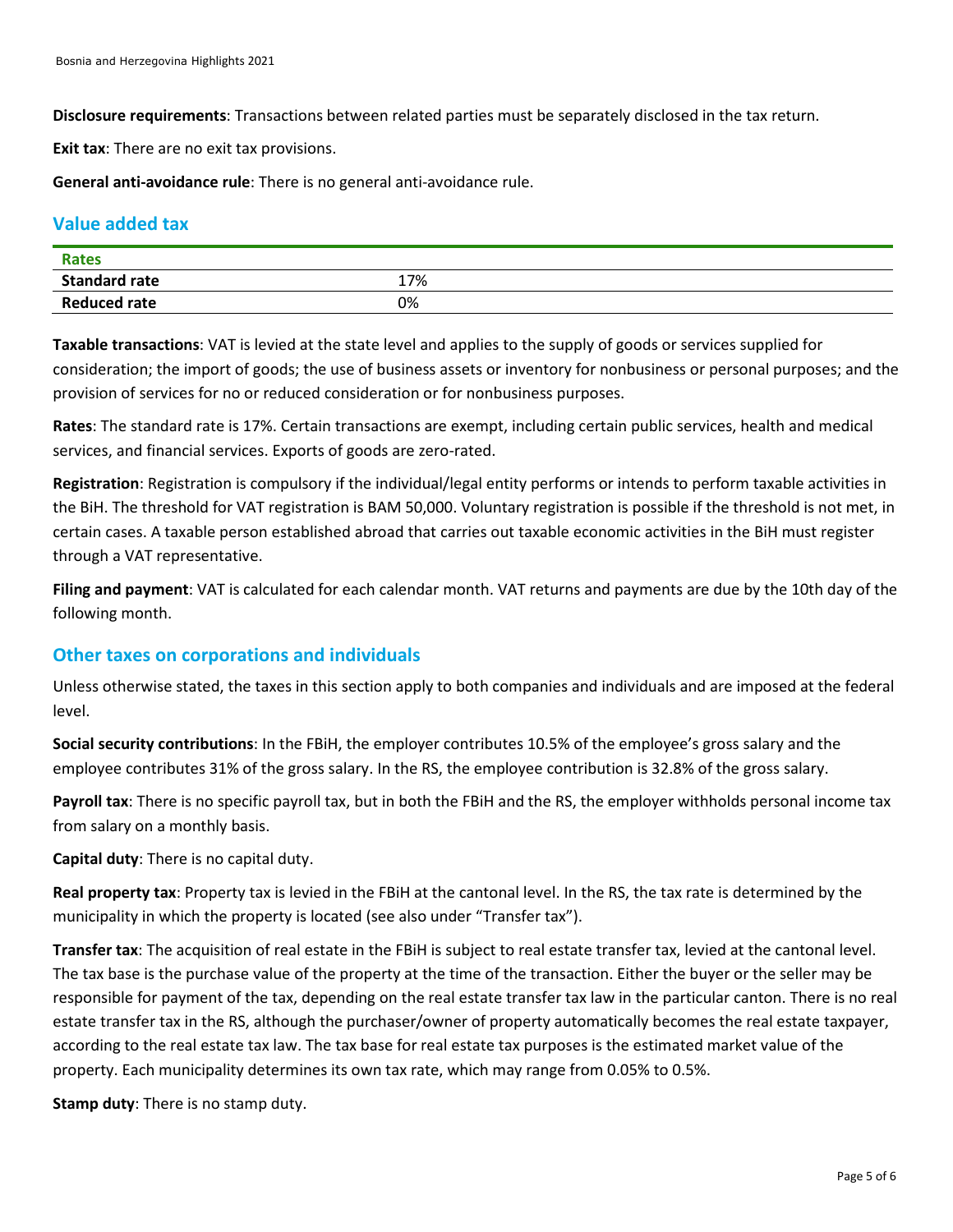**Disclosure requirements**: Transactions between related parties must be separately disclosed in the tax return.

**Exit tax**: There are no exit tax provisions.

**General anti-avoidance rule**: There is no general anti-avoidance rule.

## Value added tax

| Rates | |
|---|---|
| **Standard rate** | 17% |
| **Reduced rate** | 0% |

**Taxable transactions**: VAT is levied at the state level and applies to the supply of goods or services supplied for consideration; the import of goods; the use of business assets or inventory for nonbusiness or personal purposes; and the provision of services for no or reduced consideration or for nonbusiness purposes.

**Rates**: The standard rate is 17%. Certain transactions are exempt, including certain public services, health and medical services, and financial services. Exports of goods are zero-rated.

**Registration**: Registration is compulsory if the individual/legal entity performs or intends to perform taxable activities in the BiH. The threshold for VAT registration is BAM 50,000. Voluntary registration is possible if the threshold is not met, in certain cases. A taxable person established abroad that carries out taxable economic activities in the BiH must register through a VAT representative.

**Filing and payment**: VAT is calculated for each calendar month. VAT returns and payments are due by the 10th day of the following month.

## Other taxes on corporations and individuals

Unless otherwise stated, the taxes in this section apply to both companies and individuals and are imposed at the federal level.

**Social security contributions**: In the FBiH, the employer contributes 10.5% of the employee's gross salary and the employee contributes 31% of the gross salary. In the RS, the employee contribution is 32.8% of the gross salary.

**Payroll tax**: There is no specific payroll tax, but in both the FBiH and the RS, the employer withholds personal income tax from salary on a monthly basis.

**Capital duty**: There is no capital duty.

**Real property tax**: Property tax is levied in the FBiH at the cantonal level. In the RS, the tax rate is determined by the municipality in which the property is located (see also under "Transfer tax").

**Transfer tax**: The acquisition of real estate in the FBiH is subject to real estate transfer tax, levied at the cantonal level. The tax base is the purchase value of the property at the time of the transaction. Either the buyer or the seller may be responsible for payment of the tax, depending on the real estate transfer tax law in the particular canton. There is no real estate transfer tax in the RS, although the purchaser/owner of property automatically becomes the real estate taxpayer, according to the real estate tax law. The tax base for real estate tax purposes is the estimated market value of the property. Each municipality determines its own tax rate, which may range from 0.05% to 0.5%.

**Stamp duty**: There is no stamp duty.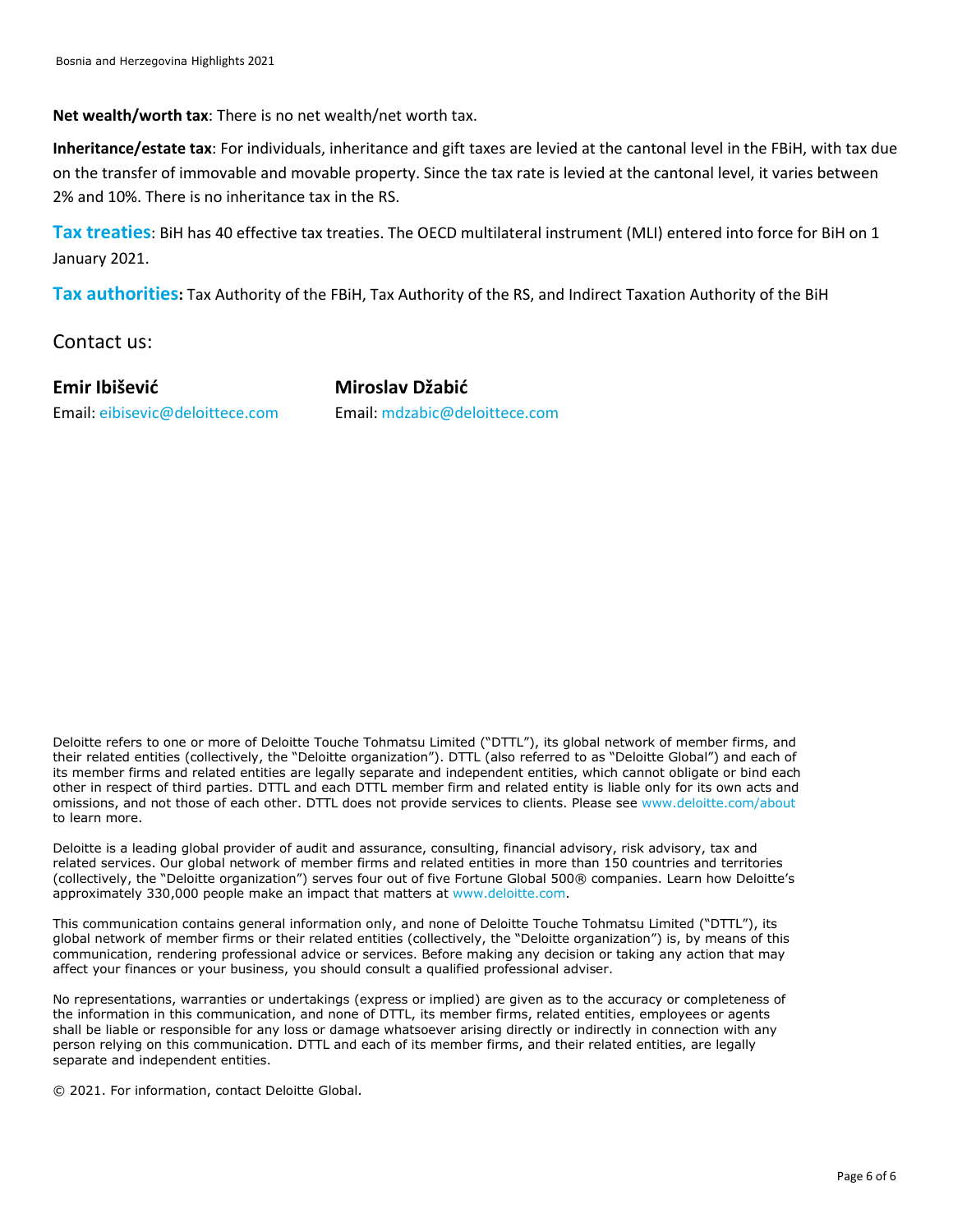**Net wealth/worth tax**: There is no net wealth/net worth tax.

**Inheritance/estate tax**: For individuals, inheritance and gift taxes are levied at the cantonal level in the FBiH, with tax due on the transfer of immovable and movable property. Since the tax rate is levied at the cantonal level, it varies between 2% and 10%. There is no inheritance tax in the RS.

**Tax treaties**: BiH has 40 effective tax treaties. The OECD multilateral instrument (MLI) entered into force for BiH on 1 January 2021.

**Tax authorities:** Tax Authority of the FBiH, Tax Authority of the RS, and Indirect Taxation Authority of the BiH

## Contact us:

**Emir Ibišević**
Email: eibisevic@deloittece.com

**Miroslav Džabić**
Email: mdzabic@deloittece.com

Deloitte refers to one or more of Deloitte Touche Tohmatsu Limited ("DTTL"), its global network of member firms, and their related entities (collectively, the "Deloitte organization"). DTTL (also referred to as "Deloitte Global") and each of its member firms and related entities are legally separate and independent entities, which cannot obligate or bind each other in respect of third parties. DTTL and each DTTL member firm and related entity is liable only for its own acts and omissions, and not those of each other. DTTL does not provide services to clients. Please see www.deloitte.com/about to learn more.

Deloitte is a leading global provider of audit and assurance, consulting, financial advisory, risk advisory, tax and related services. Our global network of member firms and related entities in more than 150 countries and territories (collectively, the "Deloitte organization") serves four out of five Fortune Global 500® companies. Learn how Deloitte's approximately 330,000 people make an impact that matters at www.deloitte.com.

This communication contains general information only, and none of Deloitte Touche Tohmatsu Limited ("DTTL"), its global network of member firms or their related entities (collectively, the "Deloitte organization") is, by means of this communication, rendering professional advice or services. Before making any decision or taking any action that may affect your finances or your business, you should consult a qualified professional adviser.

No representations, warranties or undertakings (express or implied) are given as to the accuracy or completeness of the information in this communication, and none of DTTL, its member firms, related entities, employees or agents shall be liable or responsible for any loss or damage whatsoever arising directly or indirectly in connection with any person relying on this communication. DTTL and each of its member firms, and their related entities, are legally separate and independent entities.

© 2021. For information, contact Deloitte Global.